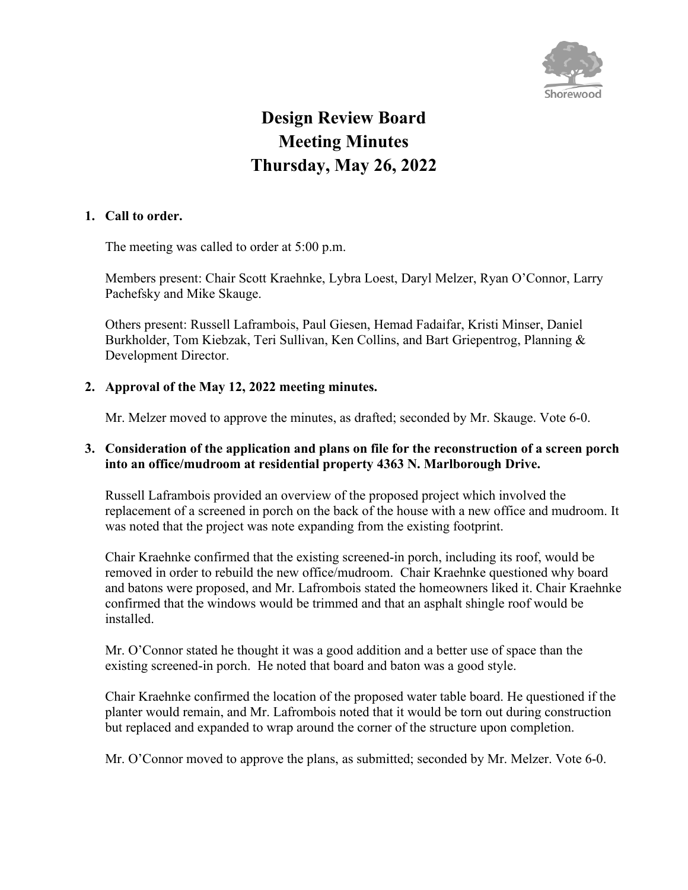# Design Review Board
# Meeting Minutes
# Thursday, May 26, 2022

1. **Call to order.**

   The meeting was called to order at 5:00 p.m.

   Members present: Chair Scott Kraehnke, Lybra Loest, Daryl Melzer, Ryan O'Connor, Larry Pachefsky and Mike Skauge.

   Others present: Russell Laframbois, Paul Giesen, Hemad Fadaifar, Kristi Minser, Daniel Burkholder, Tom Kiebzak, Teri Sullivan, Ken Collins, and Bart Griepentrog, Planning & Development Director.

2. **Approval of the May 12, 2022 meeting minutes.**

   Mr. Melzer moved to approve the minutes, as drafted; seconded by Mr. Skauge. Vote 6-0.

3. **Consideration of the application and plans on file for the reconstruction of a screen porch into an office/mudroom at residential property 4363 N. Marlborough Drive.**

   Russell Laframbois provided an overview of the proposed project which involved the replacement of a screened in porch on the back of the house with a new office and mudroom. It was noted that the project was note expanding from the existing footprint.

   Chair Kraehnke confirmed that the existing screened-in porch, including its roof, would be removed in order to rebuild the new office/mudroom. Chair Kraehnke questioned why board and batons were proposed, and Mr. Lafrombois stated the homeowners liked it. Chair Kraehnke confirmed that the windows would be trimmed and that an asphalt shingle roof would be installed.

   Mr. O'Connor stated he thought it was a good addition and a better use of space than the existing screened-in porch. He noted that board and baton was a good style.

   Chair Kraehnke confirmed the location of the proposed water table board. He questioned if the planter would remain, and Mr. Lafrombois noted that it would be torn out during construction but replaced and expanded to wrap around the corner of the structure upon completion.

   Mr. O'Connor moved to approve the plans, as submitted; seconded by Mr. Melzer. Vote 6-0.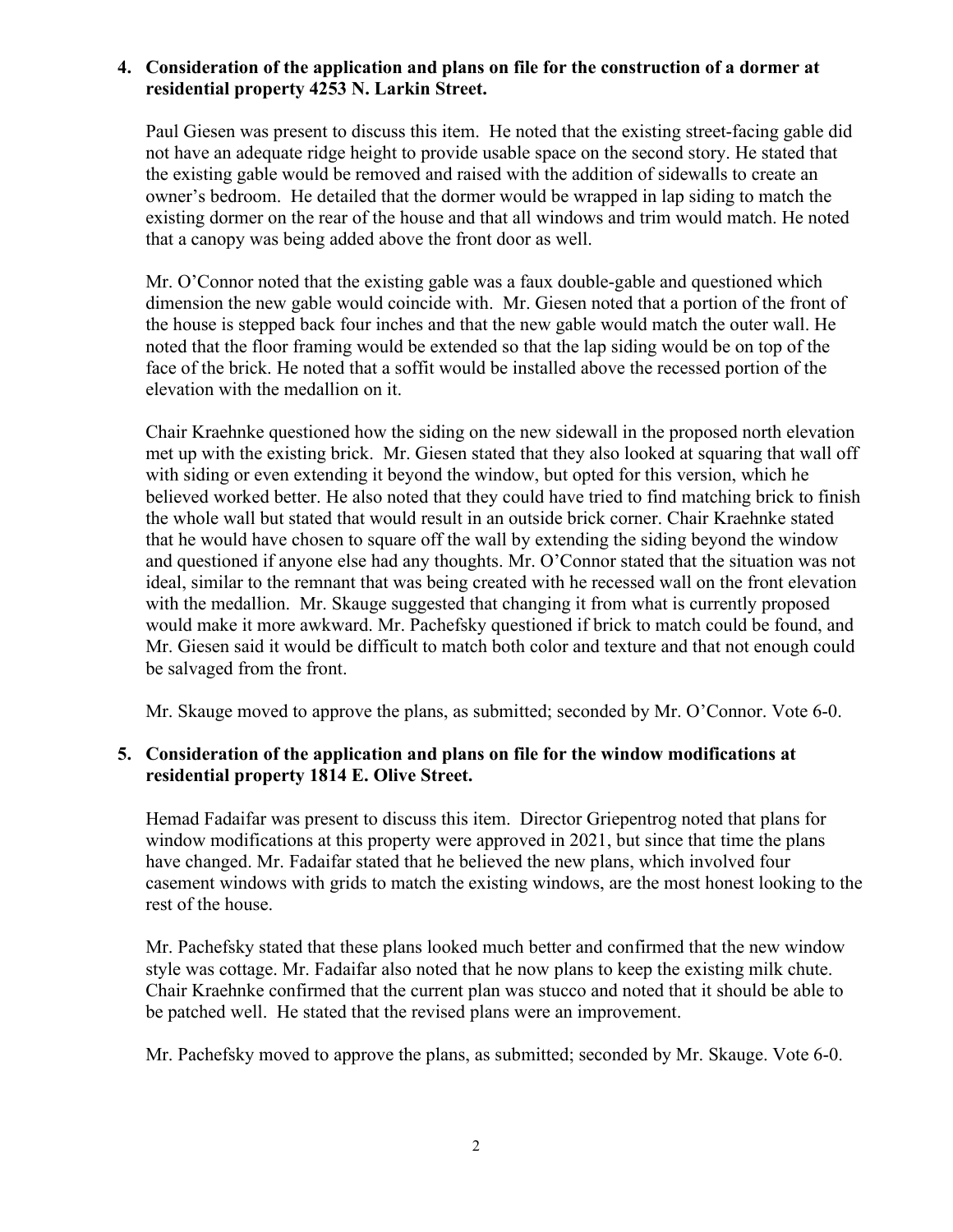**4. Consideration of the application and plans on file for the construction of a dormer at residential property 4253 N. Larkin Street.**

Paul Giesen was present to discuss this item. He noted that the existing street-facing gable did not have an adequate ridge height to provide usable space on the second story. He stated that the existing gable would be removed and raised with the addition of sidewalls to create an owner's bedroom. He detailed that the dormer would be wrapped in lap siding to match the existing dormer on the rear of the house and that all windows and trim would match. He noted that a canopy was being added above the front door as well.

Mr. O'Connor noted that the existing gable was a faux double-gable and questioned which dimension the new gable would coincide with. Mr. Giesen noted that a portion of the front of the house is stepped back four inches and that the new gable would match the outer wall. He noted that the floor framing would be extended so that the lap siding would be on top of the face of the brick. He noted that a soffit would be installed above the recessed portion of the elevation with the medallion on it.

Chair Kraehnke questioned how the siding on the new sidewall in the proposed north elevation met up with the existing brick. Mr. Giesen stated that they also looked at squaring that wall off with siding or even extending it beyond the window, but opted for this version, which he believed worked better. He also noted that they could have tried to find matching brick to finish the whole wall but stated that would result in an outside brick corner. Chair Kraehnke stated that he would have chosen to square off the wall by extending the siding beyond the window and questioned if anyone else had any thoughts. Mr. O'Connor stated that the situation was not ideal, similar to the remnant that was being created with he recessed wall on the front elevation with the medallion. Mr. Skauge suggested that changing it from what is currently proposed would make it more awkward. Mr. Pachefsky questioned if brick to match could be found, and Mr. Giesen said it would be difficult to match both color and texture and that not enough could be salvaged from the front.

Mr. Skauge moved to approve the plans, as submitted; seconded by Mr. O'Connor. Vote 6-0.

**5. Consideration of the application and plans on file for the window modifications at residential property 1814 E. Olive Street.**

Hemad Fadaifar was present to discuss this item. Director Griepentrog noted that plans for window modifications at this property were approved in 2021, but since that time the plans have changed. Mr. Fadaifar stated that he believed the new plans, which involved four casement windows with grids to match the existing windows, are the most honest looking to the rest of the house.

Mr. Pachefsky stated that these plans looked much better and confirmed that the new window style was cottage. Mr. Fadaifar also noted that he now plans to keep the existing milk chute. Chair Kraehnke confirmed that the current plan was stucco and noted that it should be able to be patched well. He stated that the revised plans were an improvement.

Mr. Pachefsky moved to approve the plans, as submitted; seconded by Mr. Skauge. Vote 6-0.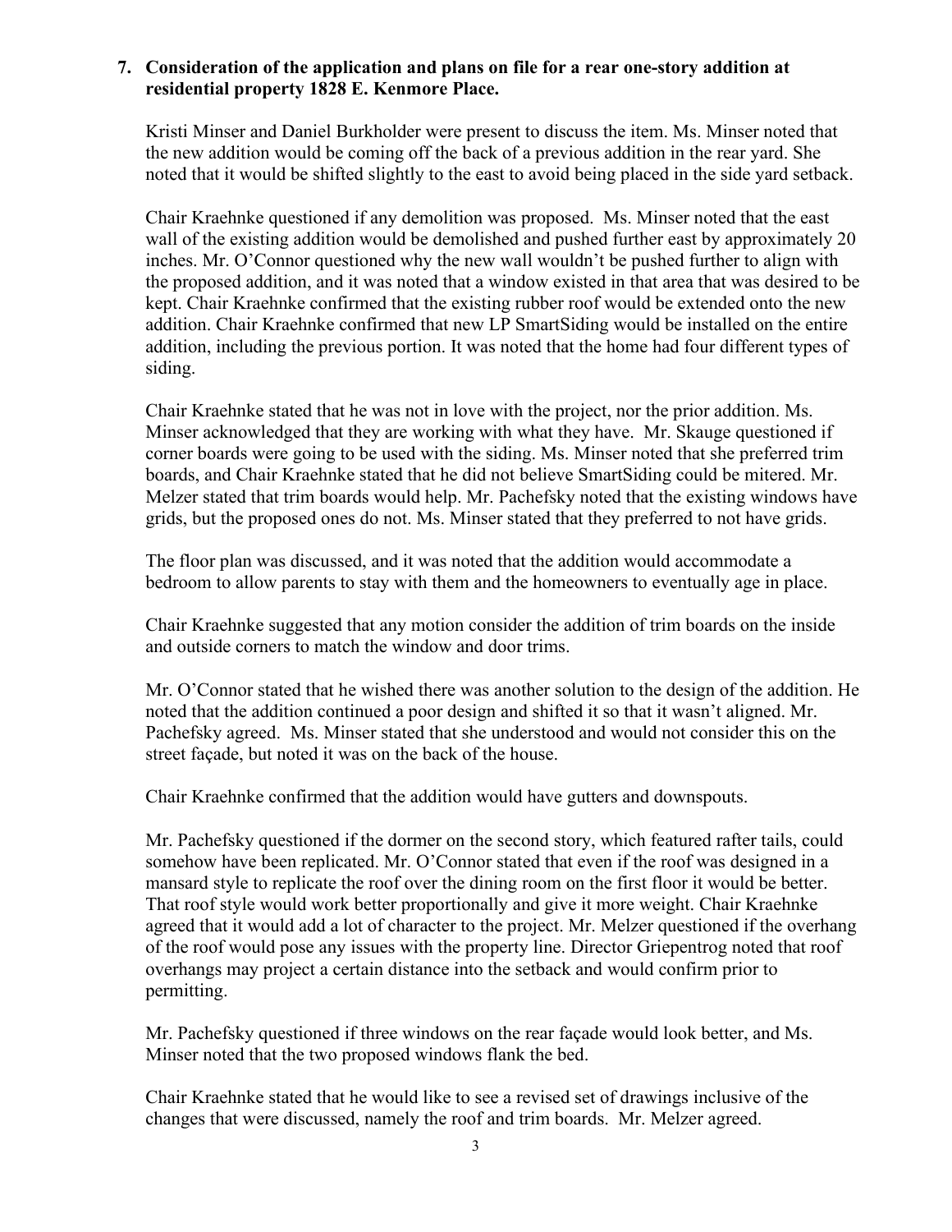**7. Consideration of the application and plans on file for a rear one-story addition at residential property 1828 E. Kenmore Place.**

Kristi Minser and Daniel Burkholder were present to discuss the item. Ms. Minser noted that the new addition would be coming off the back of a previous addition in the rear yard. She noted that it would be shifted slightly to the east to avoid being placed in the side yard setback.

Chair Kraehnke questioned if any demolition was proposed. Ms. Minser noted that the east wall of the existing addition would be demolished and pushed further east by approximately 20 inches. Mr. O'Connor questioned why the new wall wouldn't be pushed further to align with the proposed addition, and it was noted that a window existed in that area that was desired to be kept. Chair Kraehnke confirmed that the existing rubber roof would be extended onto the new addition. Chair Kraehnke confirmed that new LP SmartSiding would be installed on the entire addition, including the previous portion. It was noted that the home had four different types of siding.

Chair Kraehnke stated that he was not in love with the project, nor the prior addition. Ms. Minser acknowledged that they are working with what they have. Mr. Skauge questioned if corner boards were going to be used with the siding. Ms. Minser noted that she preferred trim boards, and Chair Kraehnke stated that he did not believe SmartSiding could be mitered. Mr. Melzer stated that trim boards would help. Mr. Pachefsky noted that the existing windows have grids, but the proposed ones do not. Ms. Minser stated that they preferred to not have grids.

The floor plan was discussed, and it was noted that the addition would accommodate a bedroom to allow parents to stay with them and the homeowners to eventually age in place.

Chair Kraehnke suggested that any motion consider the addition of trim boards on the inside and outside corners to match the window and door trims.

Mr. O'Connor stated that he wished there was another solution to the design of the addition. He noted that the addition continued a poor design and shifted it so that it wasn't aligned. Mr. Pachefsky agreed. Ms. Minser stated that she understood and would not consider this on the street façade, but noted it was on the back of the house.

Chair Kraehnke confirmed that the addition would have gutters and downspouts.

Mr. Pachefsky questioned if the dormer on the second story, which featured rafter tails, could somehow have been replicated. Mr. O'Connor stated that even if the roof was designed in a mansard style to replicate the roof over the dining room on the first floor it would be better. That roof style would work better proportionally and give it more weight. Chair Kraehnke agreed that it would add a lot of character to the project. Mr. Melzer questioned if the overhang of the roof would pose any issues with the property line. Director Griepentrog noted that roof overhangs may project a certain distance into the setback and would confirm prior to permitting.

Mr. Pachefsky questioned if three windows on the rear façade would look better, and Ms. Minser noted that the two proposed windows flank the bed.

Chair Kraehnke stated that he would like to see a revised set of drawings inclusive of the changes that were discussed, namely the roof and trim boards. Mr. Melzer agreed.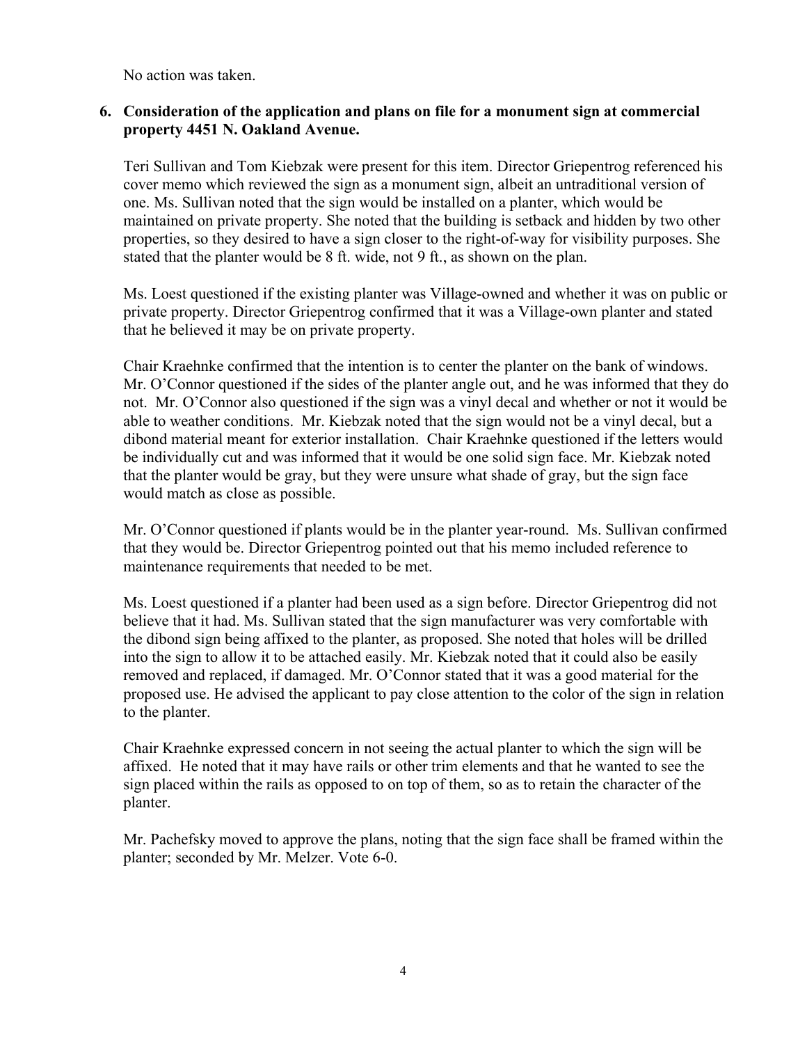No action was taken.

**6. Consideration of the application and plans on file for a monument sign at commercial property 4451 N. Oakland Avenue.**

Teri Sullivan and Tom Kiebzak were present for this item. Director Griepentrog referenced his cover memo which reviewed the sign as a monument sign, albeit an untraditional version of one. Ms. Sullivan noted that the sign would be installed on a planter, which would be maintained on private property. She noted that the building is setback and hidden by two other properties, so they desired to have a sign closer to the right-of-way for visibility purposes. She stated that the planter would be 8 ft. wide, not 9 ft., as shown on the plan.

Ms. Loest questioned if the existing planter was Village-owned and whether it was on public or private property. Director Griepentrog confirmed that it was a Village-own planter and stated that he believed it may be on private property.

Chair Kraehnke confirmed that the intention is to center the planter on the bank of windows. Mr. O'Connor questioned if the sides of the planter angle out, and he was informed that they do not. Mr. O'Connor also questioned if the sign was a vinyl decal and whether or not it would be able to weather conditions. Mr. Kiebzak noted that the sign would not be a vinyl decal, but a dibond material meant for exterior installation. Chair Kraehnke questioned if the letters would be individually cut and was informed that it would be one solid sign face. Mr. Kiebzak noted that the planter would be gray, but they were unsure what shade of gray, but the sign face would match as close as possible.

Mr. O'Connor questioned if plants would be in the planter year-round. Ms. Sullivan confirmed that they would be. Director Griepentrog pointed out that his memo included reference to maintenance requirements that needed to be met.

Ms. Loest questioned if a planter had been used as a sign before. Director Griepentrog did not believe that it had. Ms. Sullivan stated that the sign manufacturer was very comfortable with the dibond sign being affixed to the planter, as proposed. She noted that holes will be drilled into the sign to allow it to be attached easily. Mr. Kiebzak noted that it could also be easily removed and replaced, if damaged. Mr. O'Connor stated that it was a good material for the proposed use. He advised the applicant to pay close attention to the color of the sign in relation to the planter.

Chair Kraehnke expressed concern in not seeing the actual planter to which the sign will be affixed. He noted that it may have rails or other trim elements and that he wanted to see the sign placed within the rails as opposed to on top of them, so as to retain the character of the planter.

Mr. Pachefsky moved to approve the plans, noting that the sign face shall be framed within the planter; seconded by Mr. Melzer. Vote 6-0.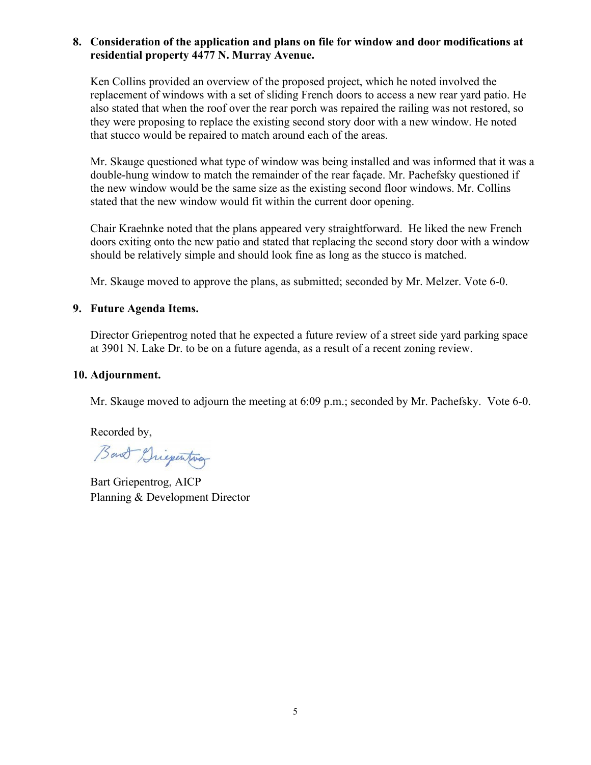**8. Consideration of the application and plans on file for window and door modifications at residential property 4477 N. Murray Avenue.**

Ken Collins provided an overview of the proposed project, which he noted involved the replacement of windows with a set of sliding French doors to access a new rear yard patio. He also stated that when the roof over the rear porch was repaired the railing was not restored, so they were proposing to replace the existing second story door with a new window. He noted that stucco would be repaired to match around each of the areas.

Mr. Skauge questioned what type of window was being installed and was informed that it was a double-hung window to match the remainder of the rear façade. Mr. Pachefsky questioned if the new window would be the same size as the existing second floor windows. Mr. Collins stated that the new window would fit within the current door opening.

Chair Kraehnke noted that the plans appeared very straightforward. He liked the new French doors exiting onto the new patio and stated that replacing the second story door with a window should be relatively simple and should look fine as long as the stucco is matched.

Mr. Skauge moved to approve the plans, as submitted; seconded by Mr. Melzer. Vote 6-0.

**9. Future Agenda Items.**

Director Griepentrog noted that he expected a future review of a street side yard parking space at 3901 N. Lake Dr. to be on a future agenda, as a result of a recent zoning review.

**10. Adjournment.**

Mr. Skauge moved to adjourn the meeting at 6:09 p.m.; seconded by Mr. Pachefsky. Vote 6-0.

Recorded by,

Bart Griepentrog

Bart Griepentrog, AICP
Planning & Development Director